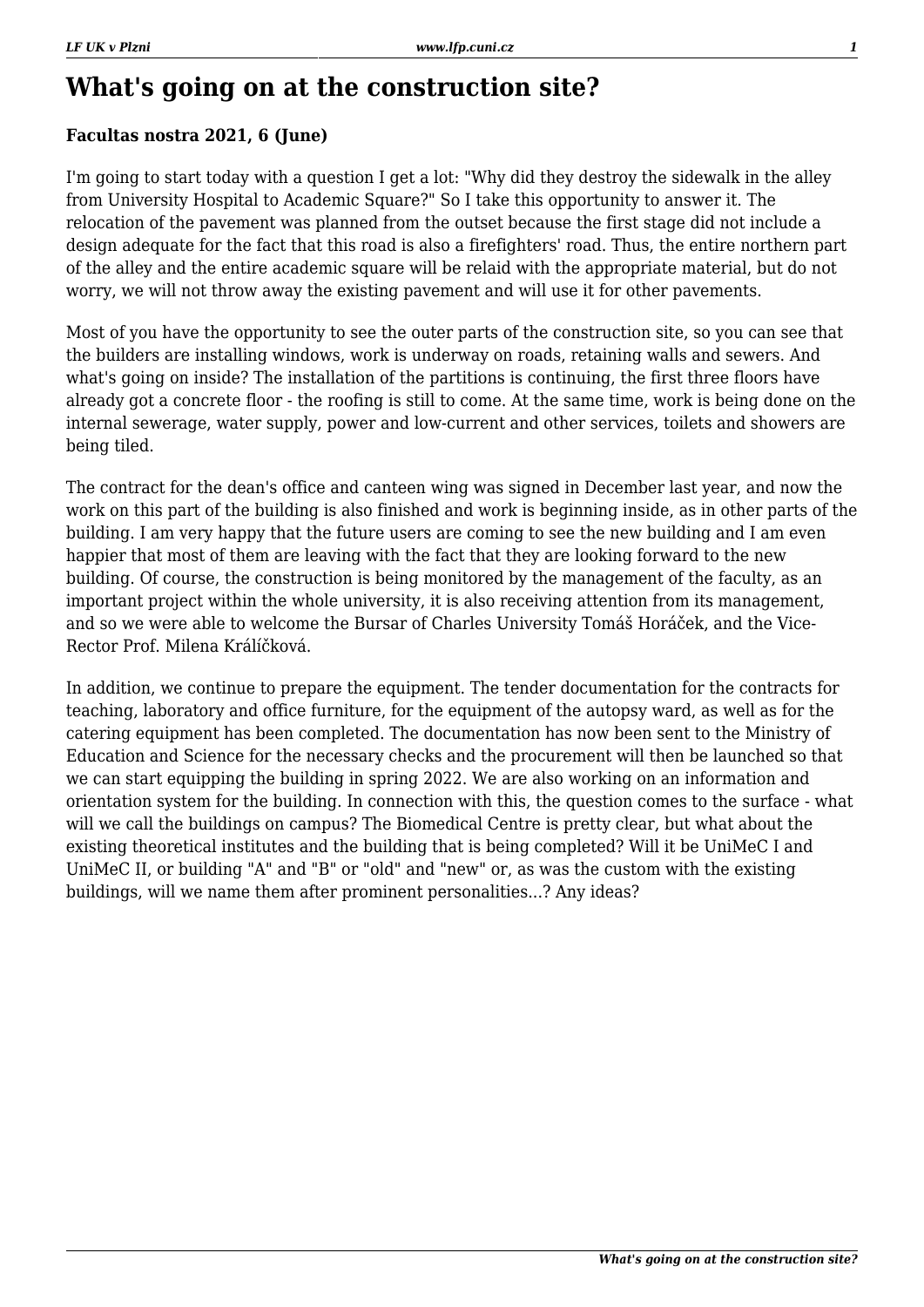# What's going on at the construction site?

**Facultas nostra 2021, 6 (June)**

I'm going to start today with a question I get a lot: "Why did they destroy the sidewalk in the alley from University Hospital to Academic Square?" So I take this opportunity to answer it. The relocation of the pavement was planned from the outset because the first stage did not include a design adequate for the fact that this road is also a firefighters' road. Thus, the entire northern part of the alley and the entire academic square will be relaid with the appropriate material, but do not worry, we will not throw away the existing pavement and will use it for other pavements.

Most of you have the opportunity to see the outer parts of the construction site, so you can see that the builders are installing windows, work is underway on roads, retaining walls and sewers. And what's going on inside? The installation of the partitions is continuing, the first three floors have already got a concrete floor - the roofing is still to come. At the same time, work is being done on the internal sewerage, water supply, power and low-current and other services, toilets and showers are being tiled.

The contract for the dean's office and canteen wing was signed in December last year, and now the work on this part of the building is also finished and work is beginning inside, as in other parts of the building. I am very happy that the future users are coming to see the new building and I am even happier that most of them are leaving with the fact that they are looking forward to the new building. Of course, the construction is being monitored by the management of the faculty, as an important project within the whole university, it is also receiving attention from its management, and so we were able to welcome the Bursar of Charles University Tomáš Horáček, and the Vice-Rector Prof. Milena Králíčková.

In addition, we continue to prepare the equipment. The tender documentation for the contracts for teaching, laboratory and office furniture, for the equipment of the autopsy ward, as well as for the catering equipment has been completed. The documentation has now been sent to the Ministry of Education and Science for the necessary checks and the procurement will then be launched so that we can start equipping the building in spring 2022. We are also working on an information and orientation system for the building. In connection with this, the question comes to the surface - what will we call the buildings on campus? The Biomedical Centre is pretty clear, but what about the existing theoretical institutes and the building that is being completed? Will it be UniMeC I and UniMeC II, or building "A" and "B" or "old" and "new" or, as was the custom with the existing buildings, will we name them after prominent personalities...? Any ideas?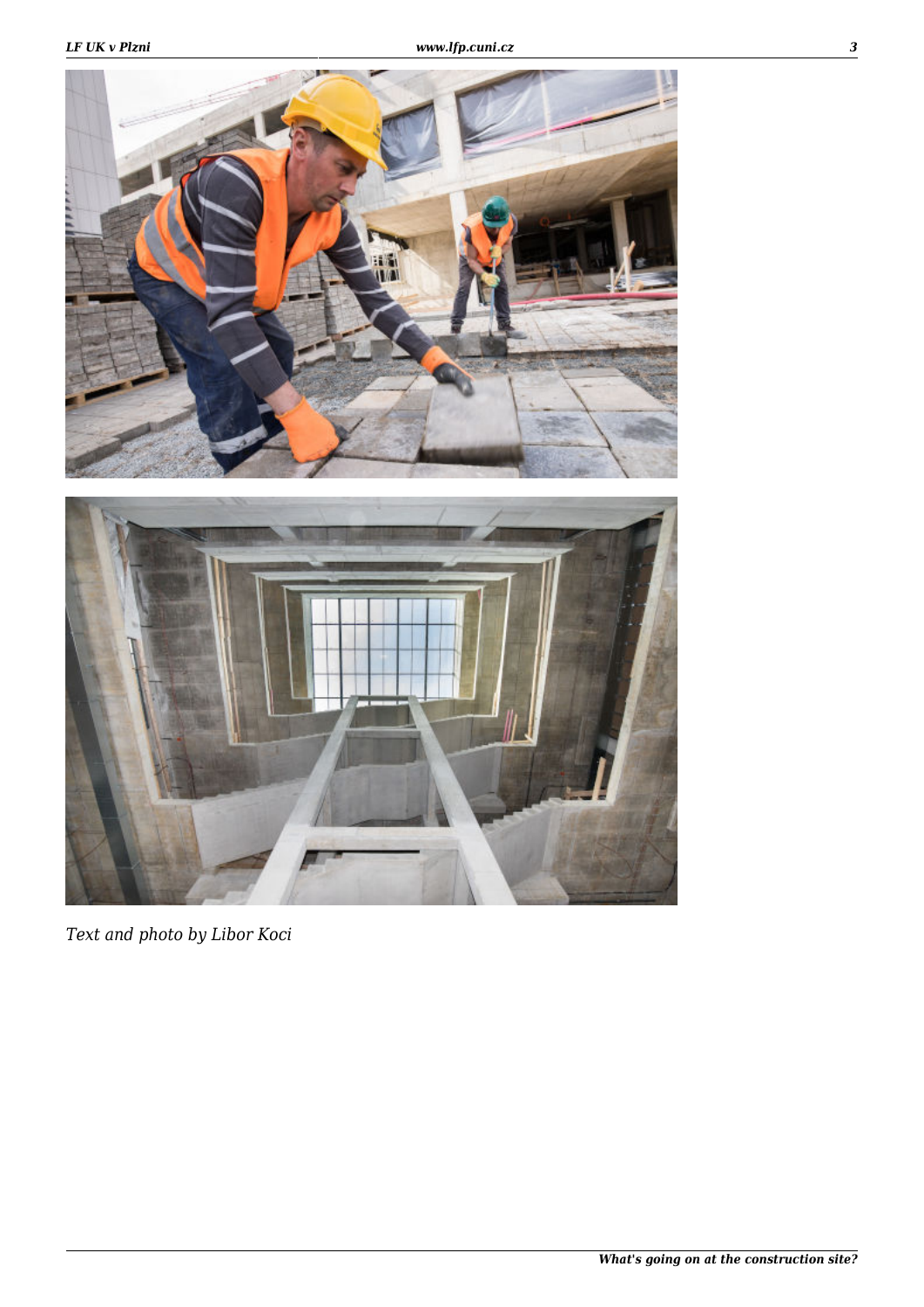*Text and photo by Libor Koci*